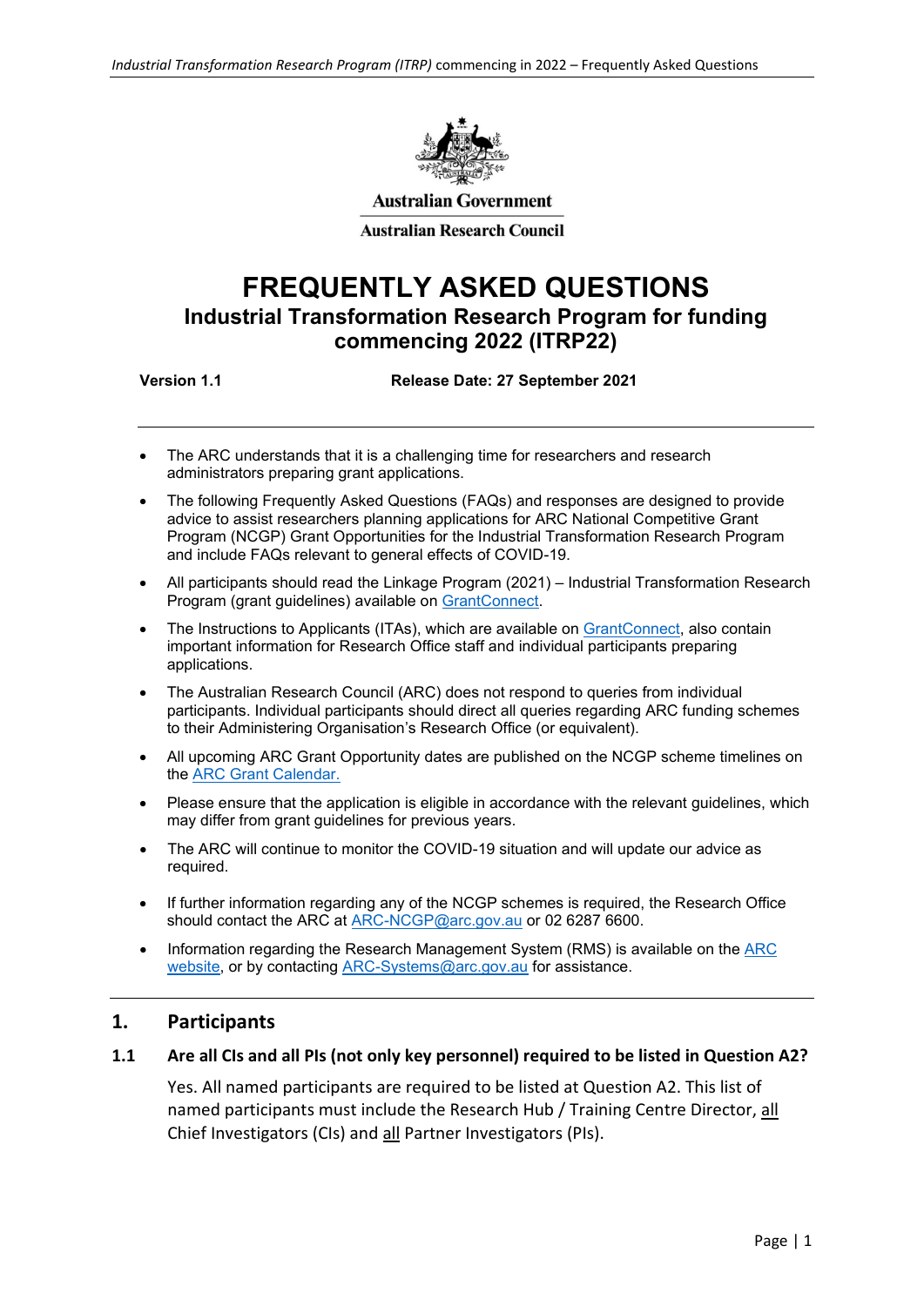Australian Government

Australian Research Council

# FREQUENTLY ASKED QUESTIONS

## Industrial Transformation Research Program for funding commencing 2022 (ITRP22)

**Version 1.1** **Release Date: 27 September 2021**

---

- The ARC understands that it is a challenging time for researchers and research administrators preparing grant applications.
- The following Frequently Asked Questions (FAQs) and responses are designed to provide advice to assist researchers planning applications for ARC National Competitive Grant Program (NCGP) Grant Opportunities for the Industrial Transformation Research Program and include FAQs relevant to general effects of COVID-19.
- All participants should read the Linkage Program (2021) – Industrial Transformation Research Program (grant guidelines) available on GrantConnect.
- The Instructions to Applicants (ITAs), which are available on GrantConnect, also contain important information for Research Office staff and individual participants preparing applications.
- The Australian Research Council (ARC) does not respond to queries from individual participants. Individual participants should direct all queries regarding ARC funding schemes to their Administering Organisation's Research Office (or equivalent).
- All upcoming ARC Grant Opportunity dates are published on the NCGP scheme timelines on the ARC Grant Calendar.
- Please ensure that the application is eligible in accordance with the relevant guidelines, which may differ from grant guidelines for previous years.
- The ARC will continue to monitor the COVID-19 situation and will update our advice as required.
- If further information regarding any of the NCGP schemes is required, the Research Office should contact the ARC at ARC-NCGP@arc.gov.au or 02 6287 6600.
- Information regarding the Research Management System (RMS) is available on the ARC website, or by contacting ARC-Systems@arc.gov.au for assistance.

---

## 1. Participants

### 1.1 Are all CIs and all PIs (not only key personnel) required to be listed in Question A2?

Yes. All named participants are required to be listed at Question A2. This list of named participants must include the Research Hub / Training Centre Director, all Chief Investigators (CIs) and all Partner Investigators (PIs).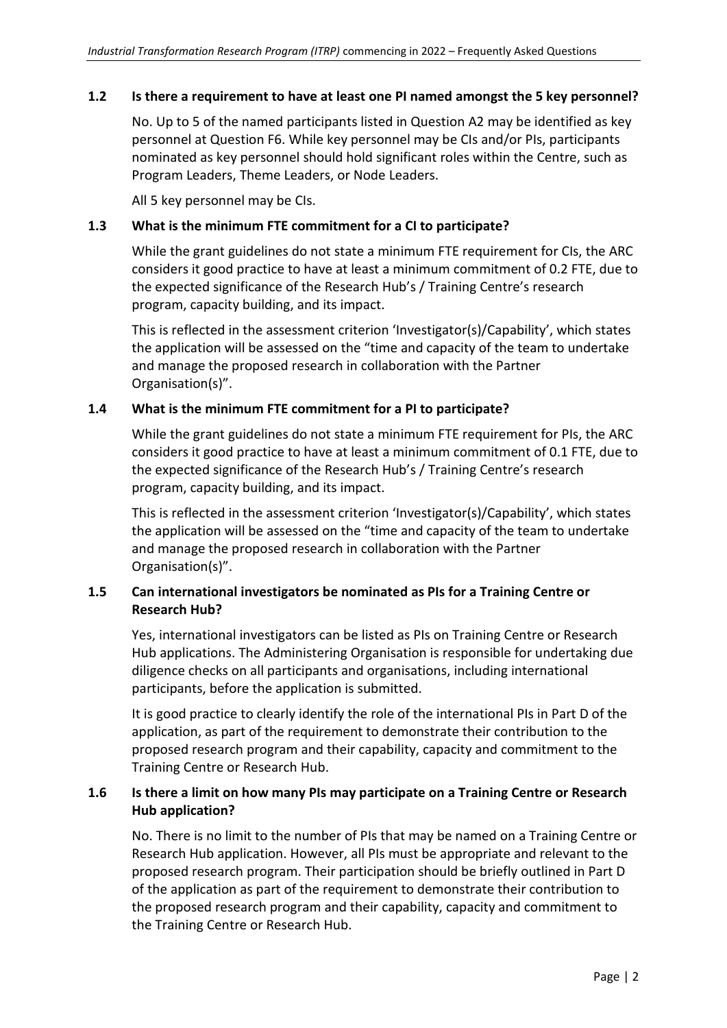### 1.2 Is there a requirement to have at least one PI named amongst the 5 key personnel?

No. Up to 5 of the named participants listed in Question A2 may be identified as key personnel at Question F6. While key personnel may be CIs and/or PIs, participants nominated as key personnel should hold significant roles within the Centre, such as Program Leaders, Theme Leaders, or Node Leaders.

All 5 key personnel may be CIs.

### 1.3 What is the minimum FTE commitment for a CI to participate?

While the grant guidelines do not state a minimum FTE requirement for CIs, the ARC considers it good practice to have at least a minimum commitment of 0.2 FTE, due to the expected significance of the Research Hub's / Training Centre's research program, capacity building, and its impact.

This is reflected in the assessment criterion 'Investigator(s)/Capability', which states the application will be assessed on the "time and capacity of the team to undertake and manage the proposed research in collaboration with the Partner Organisation(s)".

### 1.4 What is the minimum FTE commitment for a PI to participate?

While the grant guidelines do not state a minimum FTE requirement for PIs, the ARC considers it good practice to have at least a minimum commitment of 0.1 FTE, due to the expected significance of the Research Hub's / Training Centre's research program, capacity building, and its impact.

This is reflected in the assessment criterion 'Investigator(s)/Capability', which states the application will be assessed on the "time and capacity of the team to undertake and manage the proposed research in collaboration with the Partner Organisation(s)".

### 1.5 Can international investigators be nominated as PIs for a Training Centre or Research Hub?

Yes, international investigators can be listed as PIs on Training Centre or Research Hub applications. The Administering Organisation is responsible for undertaking due diligence checks on all participants and organisations, including international participants, before the application is submitted.

It is good practice to clearly identify the role of the international PIs in Part D of the application, as part of the requirement to demonstrate their contribution to the proposed research program and their capability, capacity and commitment to the Training Centre or Research Hub.

### 1.6 Is there a limit on how many PIs may participate on a Training Centre or Research Hub application?

No. There is no limit to the number of PIs that may be named on a Training Centre or Research Hub application. However, all PIs must be appropriate and relevant to the proposed research program. Their participation should be briefly outlined in Part D of the application as part of the requirement to demonstrate their contribution to the proposed research program and their capability, capacity and commitment to the Training Centre or Research Hub.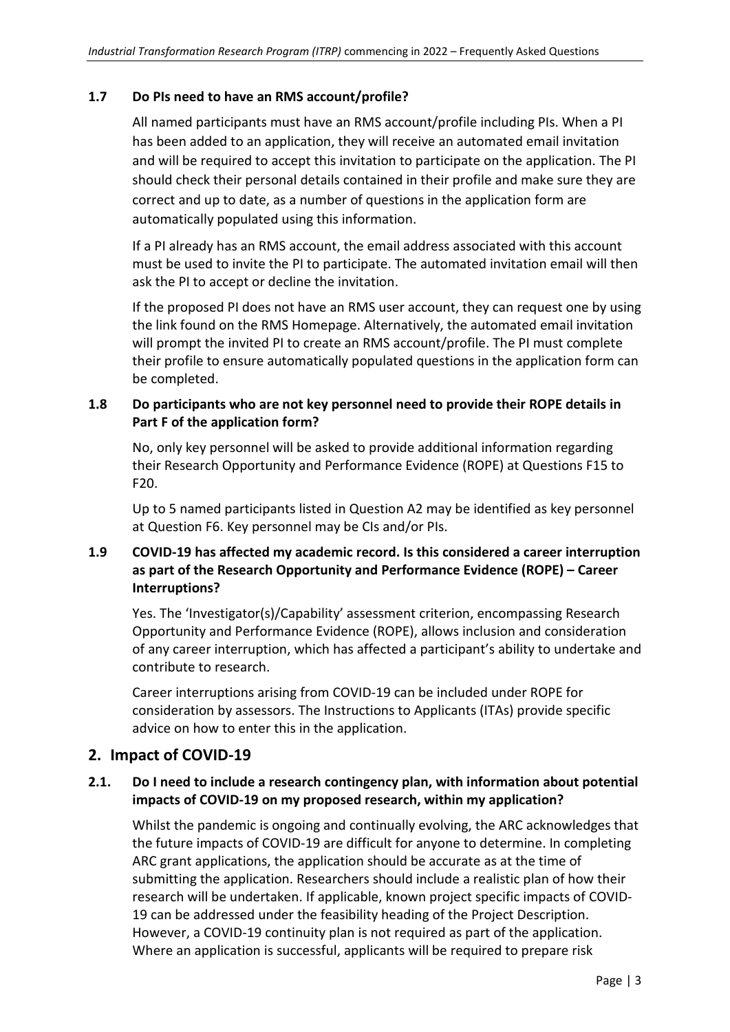### 1.7 Do PIs need to have an RMS account/profile?

All named participants must have an RMS account/profile including PIs. When a PI has been added to an application, they will receive an automated email invitation and will be required to accept this invitation to participate on the application. The PI should check their personal details contained in their profile and make sure they are correct and up to date, as a number of questions in the application form are automatically populated using this information.

If a PI already has an RMS account, the email address associated with this account must be used to invite the PI to participate. The automated invitation email will then ask the PI to accept or decline the invitation.

If the proposed PI does not have an RMS user account, they can request one by using the link found on the RMS Homepage. Alternatively, the automated email invitation will prompt the invited PI to create an RMS account/profile. The PI must complete their profile to ensure automatically populated questions in the application form can be completed.

### 1.8 Do participants who are not key personnel need to provide their ROPE details in Part F of the application form?

No, only key personnel will be asked to provide additional information regarding their Research Opportunity and Performance Evidence (ROPE) at Questions F15 to F20.

Up to 5 named participants listed in Question A2 may be identified as key personnel at Question F6. Key personnel may be CIs and/or PIs.

### 1.9 COVID-19 has affected my academic record. Is this considered a career interruption as part of the Research Opportunity and Performance Evidence (ROPE) – Career Interruptions?

Yes. The 'Investigator(s)/Capability' assessment criterion, encompassing Research Opportunity and Performance Evidence (ROPE), allows inclusion and consideration of any career interruption, which has affected a participant's ability to undertake and contribute to research.

Career interruptions arising from COVID-19 can be included under ROPE for consideration by assessors. The Instructions to Applicants (ITAs) provide specific advice on how to enter this in the application.

## 2. Impact of COVID-19

### 2.1. Do I need to include a research contingency plan, with information about potential impacts of COVID-19 on my proposed research, within my application?

Whilst the pandemic is ongoing and continually evolving, the ARC acknowledges that the future impacts of COVID-19 are difficult for anyone to determine. In completing ARC grant applications, the application should be accurate as at the time of submitting the application. Researchers should include a realistic plan of how their research will be undertaken. If applicable, known project specific impacts of COVID-19 can be addressed under the feasibility heading of the Project Description. However, a COVID-19 continuity plan is not required as part of the application. Where an application is successful, applicants will be required to prepare risk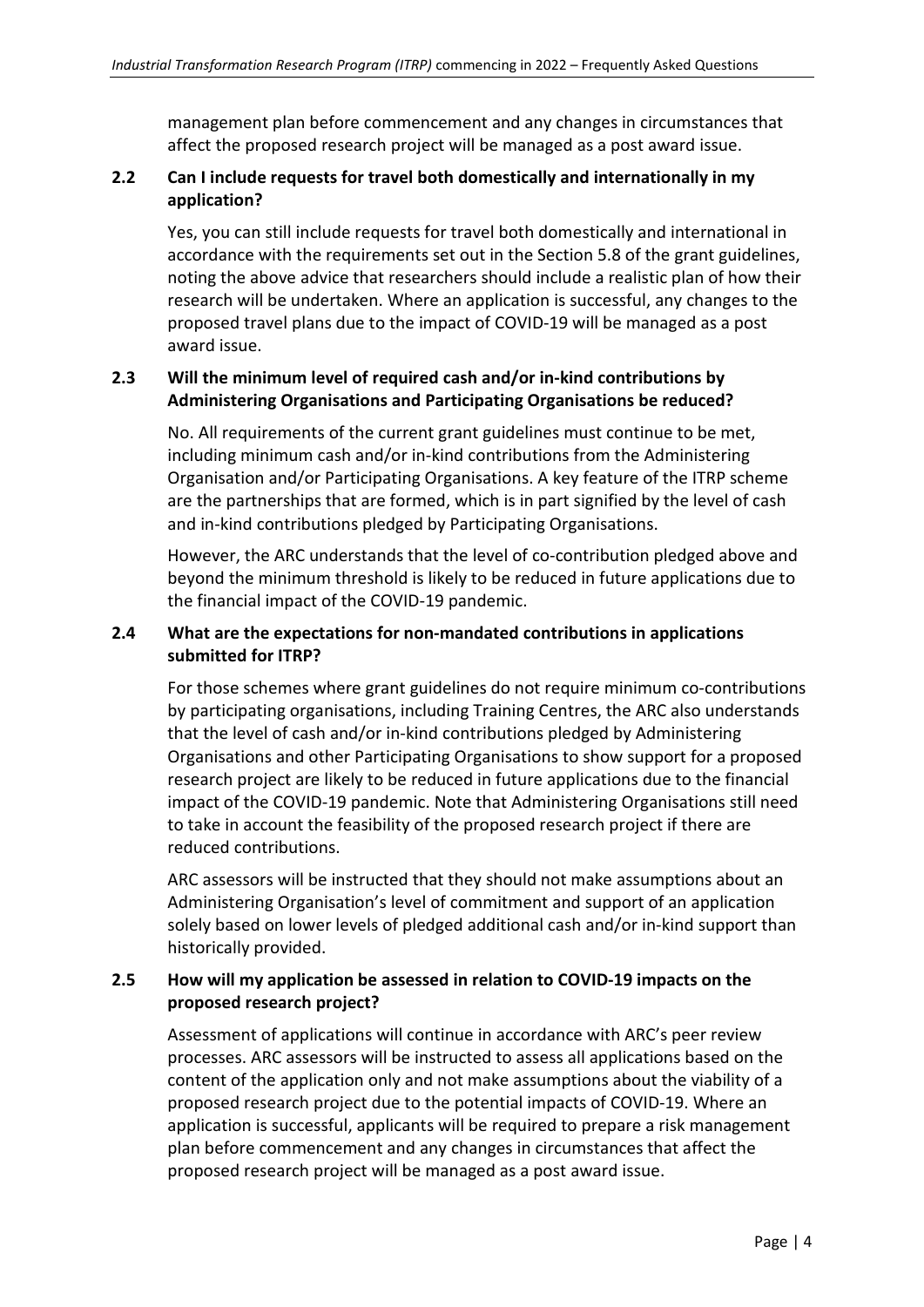management plan before commencement and any changes in circumstances that affect the proposed research project will be managed as a post award issue.

### 2.2 Can I include requests for travel both domestically and internationally in my application?

Yes, you can still include requests for travel both domestically and international in accordance with the requirements set out in the Section 5.8 of the grant guidelines, noting the above advice that researchers should include a realistic plan of how their research will be undertaken. Where an application is successful, any changes to the proposed travel plans due to the impact of COVID-19 will be managed as a post award issue.

### 2.3 Will the minimum level of required cash and/or in-kind contributions by Administering Organisations and Participating Organisations be reduced?

No. All requirements of the current grant guidelines must continue to be met, including minimum cash and/or in-kind contributions from the Administering Organisation and/or Participating Organisations. A key feature of the ITRP scheme are the partnerships that are formed, which is in part signified by the level of cash and in-kind contributions pledged by Participating Organisations.

However, the ARC understands that the level of co-contribution pledged above and beyond the minimum threshold is likely to be reduced in future applications due to the financial impact of the COVID-19 pandemic.

### 2.4 What are the expectations for non-mandated contributions in applications submitted for ITRP?

For those schemes where grant guidelines do not require minimum co-contributions by participating organisations, including Training Centres, the ARC also understands that the level of cash and/or in-kind contributions pledged by Administering Organisations and other Participating Organisations to show support for a proposed research project are likely to be reduced in future applications due to the financial impact of the COVID-19 pandemic. Note that Administering Organisations still need to take in account the feasibility of the proposed research project if there are reduced contributions.

ARC assessors will be instructed that they should not make assumptions about an Administering Organisation's level of commitment and support of an application solely based on lower levels of pledged additional cash and/or in-kind support than historically provided.

### 2.5 How will my application be assessed in relation to COVID-19 impacts on the proposed research project?

Assessment of applications will continue in accordance with ARC's peer review processes. ARC assessors will be instructed to assess all applications based on the content of the application only and not make assumptions about the viability of a proposed research project due to the potential impacts of COVID-19. Where an application is successful, applicants will be required to prepare a risk management plan before commencement and any changes in circumstances that affect the proposed research project will be managed as a post award issue.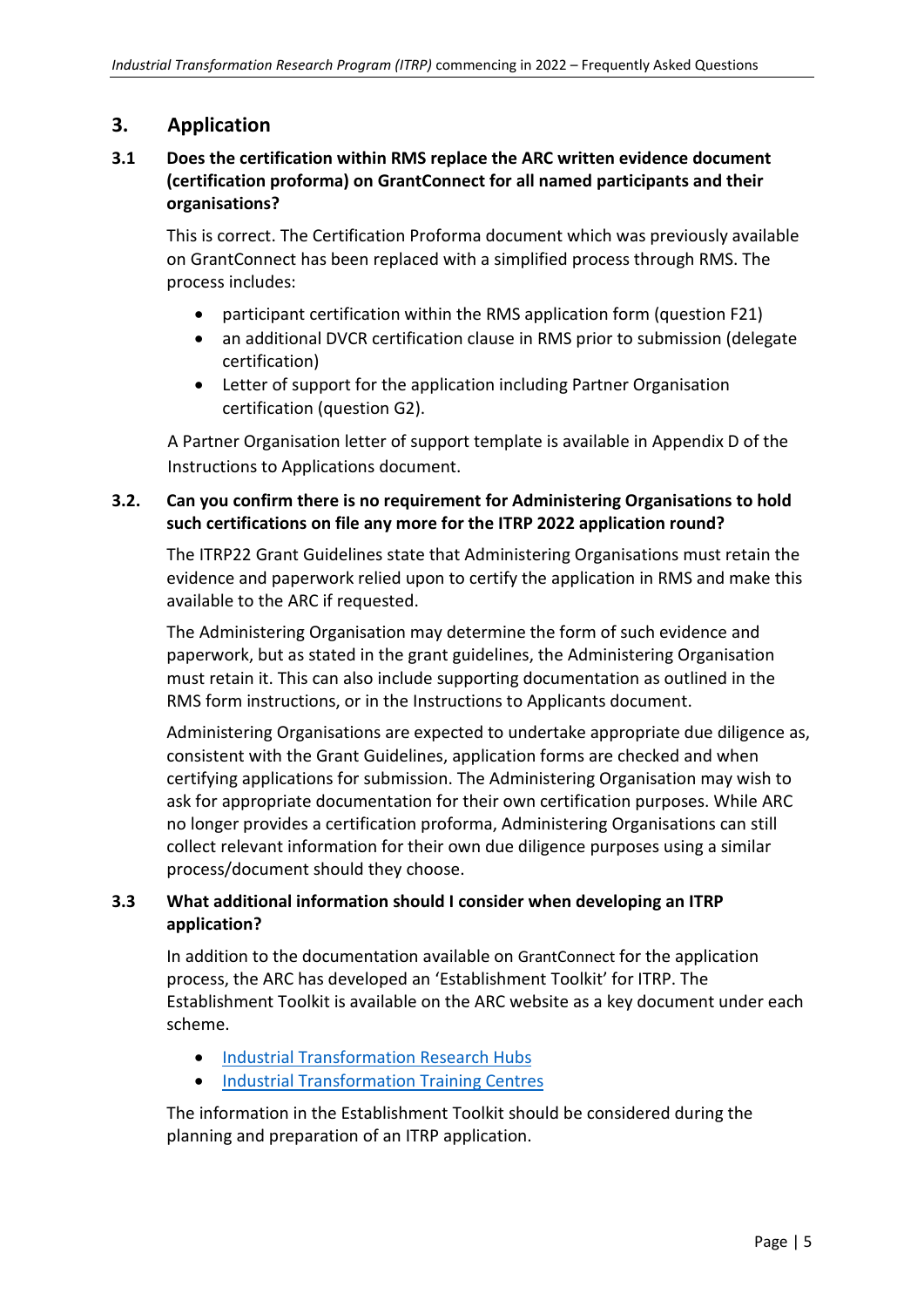## 3. Application

### 3.1 Does the certification within RMS replace the ARC written evidence document (certification proforma) on GrantConnect for all named participants and their organisations?

This is correct. The Certification Proforma document which was previously available on GrantConnect has been replaced with a simplified process through RMS. The process includes:

- participant certification within the RMS application form (question F21)
- an additional DVCR certification clause in RMS prior to submission (delegate certification)
- Letter of support for the application including Partner Organisation certification (question G2).

A Partner Organisation letter of support template is available in Appendix D of the Instructions to Applications document.

### 3.2. Can you confirm there is no requirement for Administering Organisations to hold such certifications on file any more for the ITRP 2022 application round?

The ITRP22 Grant Guidelines state that Administering Organisations must retain the evidence and paperwork relied upon to certify the application in RMS and make this available to the ARC if requested.

The Administering Organisation may determine the form of such evidence and paperwork, but as stated in the grant guidelines, the Administering Organisation must retain it. This can also include supporting documentation as outlined in the RMS form instructions, or in the Instructions to Applicants document.

Administering Organisations are expected to undertake appropriate due diligence as, consistent with the Grant Guidelines, application forms are checked and when certifying applications for submission. The Administering Organisation may wish to ask for appropriate documentation for their own certification purposes. While ARC no longer provides a certification proforma, Administering Organisations can still collect relevant information for their own due diligence purposes using a similar process/document should they choose.

### 3.3 What additional information should I consider when developing an ITRP application?

In addition to the documentation available on GrantConnect for the application process, the ARC has developed an 'Establishment Toolkit' for ITRP. The Establishment Toolkit is available on the ARC website as a key document under each scheme.

- Industrial Transformation Research Hubs
- Industrial Transformation Training Centres

The information in the Establishment Toolkit should be considered during the planning and preparation of an ITRP application.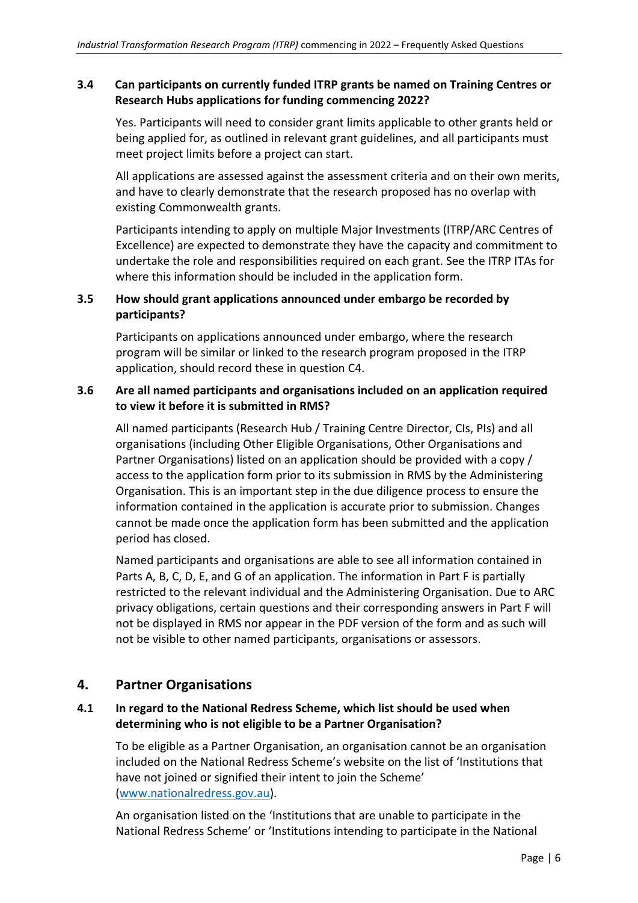### 3.4 Can participants on currently funded ITRP grants be named on Training Centres or Research Hubs applications for funding commencing 2022?

Yes. Participants will need to consider grant limits applicable to other grants held or being applied for, as outlined in relevant grant guidelines, and all participants must meet project limits before a project can start.

All applications are assessed against the assessment criteria and on their own merits, and have to clearly demonstrate that the research proposed has no overlap with existing Commonwealth grants.

Participants intending to apply on multiple Major Investments (ITRP/ARC Centres of Excellence) are expected to demonstrate they have the capacity and commitment to undertake the role and responsibilities required on each grant. See the ITRP ITAs for where this information should be included in the application form.

### 3.5 How should grant applications announced under embargo be recorded by participants?

Participants on applications announced under embargo, where the research program will be similar or linked to the research program proposed in the ITRP application, should record these in question C4.

### 3.6 Are all named participants and organisations included on an application required to view it before it is submitted in RMS?

All named participants (Research Hub / Training Centre Director, CIs, PIs) and all organisations (including Other Eligible Organisations, Other Organisations and Partner Organisations) listed on an application should be provided with a copy / access to the application form prior to its submission in RMS by the Administering Organisation. This is an important step in the due diligence process to ensure the information contained in the application is accurate prior to submission. Changes cannot be made once the application form has been submitted and the application period has closed.

Named participants and organisations are able to see all information contained in Parts A, B, C, D, E, and G of an application. The information in Part F is partially restricted to the relevant individual and the Administering Organisation. Due to ARC privacy obligations, certain questions and their corresponding answers in Part F will not be displayed in RMS nor appear in the PDF version of the form and as such will not be visible to other named participants, organisations or assessors.

## 4. Partner Organisations

### 4.1 In regard to the National Redress Scheme, which list should be used when determining who is not eligible to be a Partner Organisation?

To be eligible as a Partner Organisation, an organisation cannot be an organisation included on the National Redress Scheme's website on the list of 'Institutions that have not joined or signified their intent to join the Scheme' (www.nationalredress.gov.au).

An organisation listed on the 'Institutions that are unable to participate in the National Redress Scheme' or 'Institutions intending to participate in the National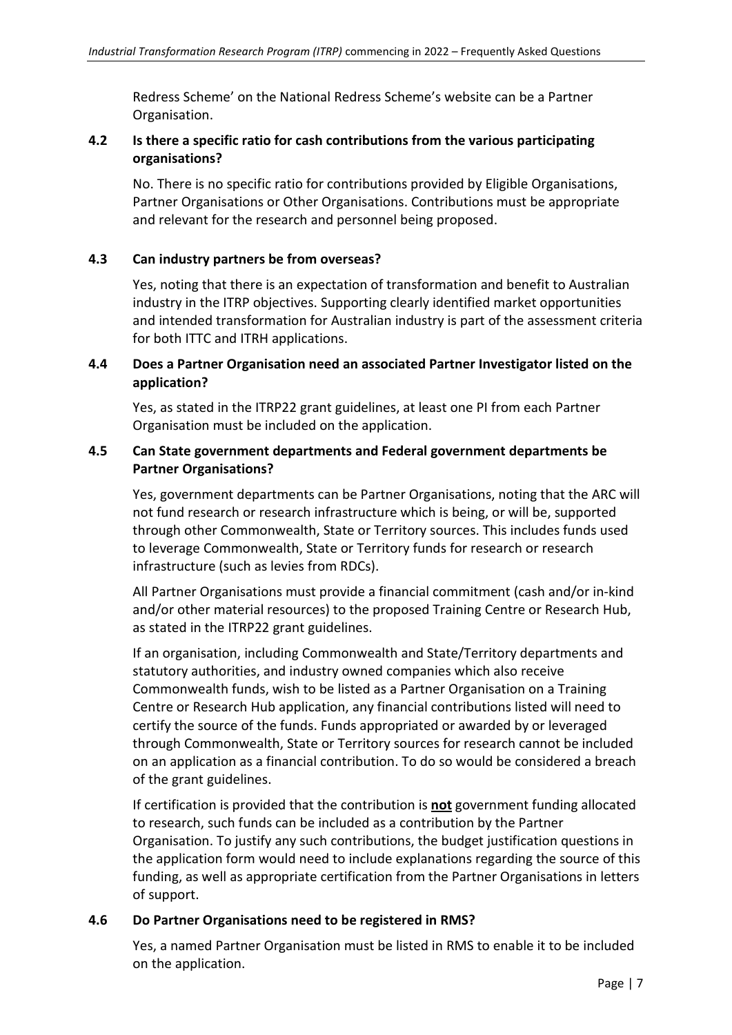Redress Scheme' on the National Redress Scheme's website can be a Partner Organisation.

### 4.2 Is there a specific ratio for cash contributions from the various participating organisations?

No. There is no specific ratio for contributions provided by Eligible Organisations, Partner Organisations or Other Organisations. Contributions must be appropriate and relevant for the research and personnel being proposed.

### 4.3 Can industry partners be from overseas?

Yes, noting that there is an expectation of transformation and benefit to Australian industry in the ITRP objectives. Supporting clearly identified market opportunities and intended transformation for Australian industry is part of the assessment criteria for both ITTC and ITRH applications.

### 4.4 Does a Partner Organisation need an associated Partner Investigator listed on the application?

Yes, as stated in the ITRP22 grant guidelines, at least one PI from each Partner Organisation must be included on the application.

### 4.5 Can State government departments and Federal government departments be Partner Organisations?

Yes, government departments can be Partner Organisations, noting that the ARC will not fund research or research infrastructure which is being, or will be, supported through other Commonwealth, State or Territory sources. This includes funds used to leverage Commonwealth, State or Territory funds for research or research infrastructure (such as levies from RDCs).

All Partner Organisations must provide a financial commitment (cash and/or in-kind and/or other material resources) to the proposed Training Centre or Research Hub, as stated in the ITRP22 grant guidelines.

If an organisation, including Commonwealth and State/Territory departments and statutory authorities, and industry owned companies which also receive Commonwealth funds, wish to be listed as a Partner Organisation on a Training Centre or Research Hub application, any financial contributions listed will need to certify the source of the funds. Funds appropriated or awarded by or leveraged through Commonwealth, State or Territory sources for research cannot be included on an application as a financial contribution. To do so would be considered a breach of the grant guidelines.

If certification is provided that the contribution is **not** government funding allocated to research, such funds can be included as a contribution by the Partner Organisation. To justify any such contributions, the budget justification questions in the application form would need to include explanations regarding the source of this funding, as well as appropriate certification from the Partner Organisations in letters of support.

### 4.6 Do Partner Organisations need to be registered in RMS?

Yes, a named Partner Organisation must be listed in RMS to enable it to be included on the application.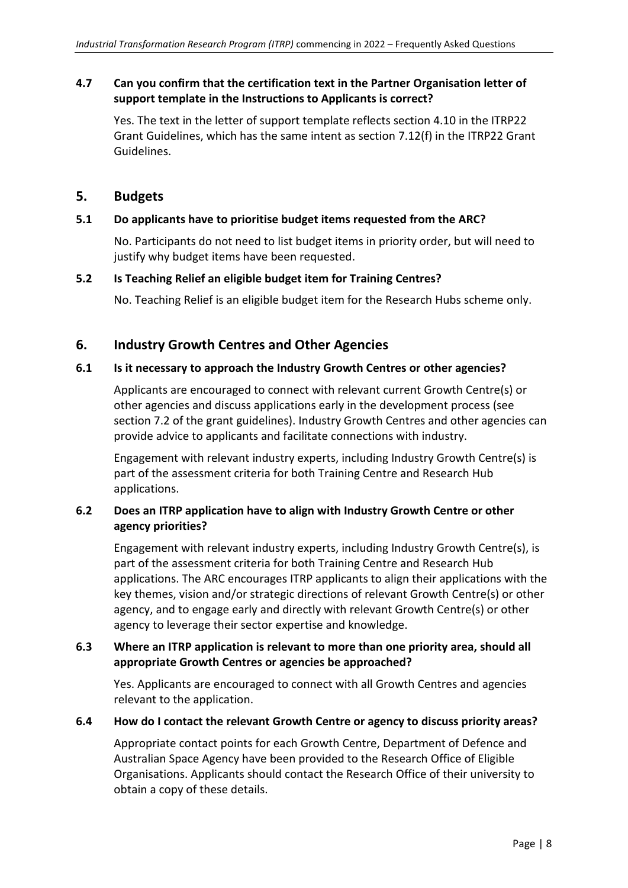### 4.7 Can you confirm that the certification text in the Partner Organisation letter of support template in the Instructions to Applicants is correct?

Yes. The text in the letter of support template reflects section 4.10 in the ITRP22 Grant Guidelines, which has the same intent as section 7.12(f) in the ITRP22 Grant Guidelines.

## 5. Budgets

### 5.1 Do applicants have to prioritise budget items requested from the ARC?

No. Participants do not need to list budget items in priority order, but will need to justify why budget items have been requested.

### 5.2 Is Teaching Relief an eligible budget item for Training Centres?

No. Teaching Relief is an eligible budget item for the Research Hubs scheme only.

## 6. Industry Growth Centres and Other Agencies

### 6.1 Is it necessary to approach the Industry Growth Centres or other agencies?

Applicants are encouraged to connect with relevant current Growth Centre(s) or other agencies and discuss applications early in the development process (see section 7.2 of the grant guidelines). Industry Growth Centres and other agencies can provide advice to applicants and facilitate connections with industry.

Engagement with relevant industry experts, including Industry Growth Centre(s) is part of the assessment criteria for both Training Centre and Research Hub applications.

### 6.2 Does an ITRP application have to align with Industry Growth Centre or other agency priorities?

Engagement with relevant industry experts, including Industry Growth Centre(s), is part of the assessment criteria for both Training Centre and Research Hub applications. The ARC encourages ITRP applicants to align their applications with the key themes, vision and/or strategic directions of relevant Growth Centre(s) or other agency, and to engage early and directly with relevant Growth Centre(s) or other agency to leverage their sector expertise and knowledge.

### 6.3 Where an ITRP application is relevant to more than one priority area, should all appropriate Growth Centres or agencies be approached?

Yes. Applicants are encouraged to connect with all Growth Centres and agencies relevant to the application.

### 6.4 How do I contact the relevant Growth Centre or agency to discuss priority areas?

Appropriate contact points for each Growth Centre, Department of Defence and Australian Space Agency have been provided to the Research Office of Eligible Organisations. Applicants should contact the Research Office of their university to obtain a copy of these details.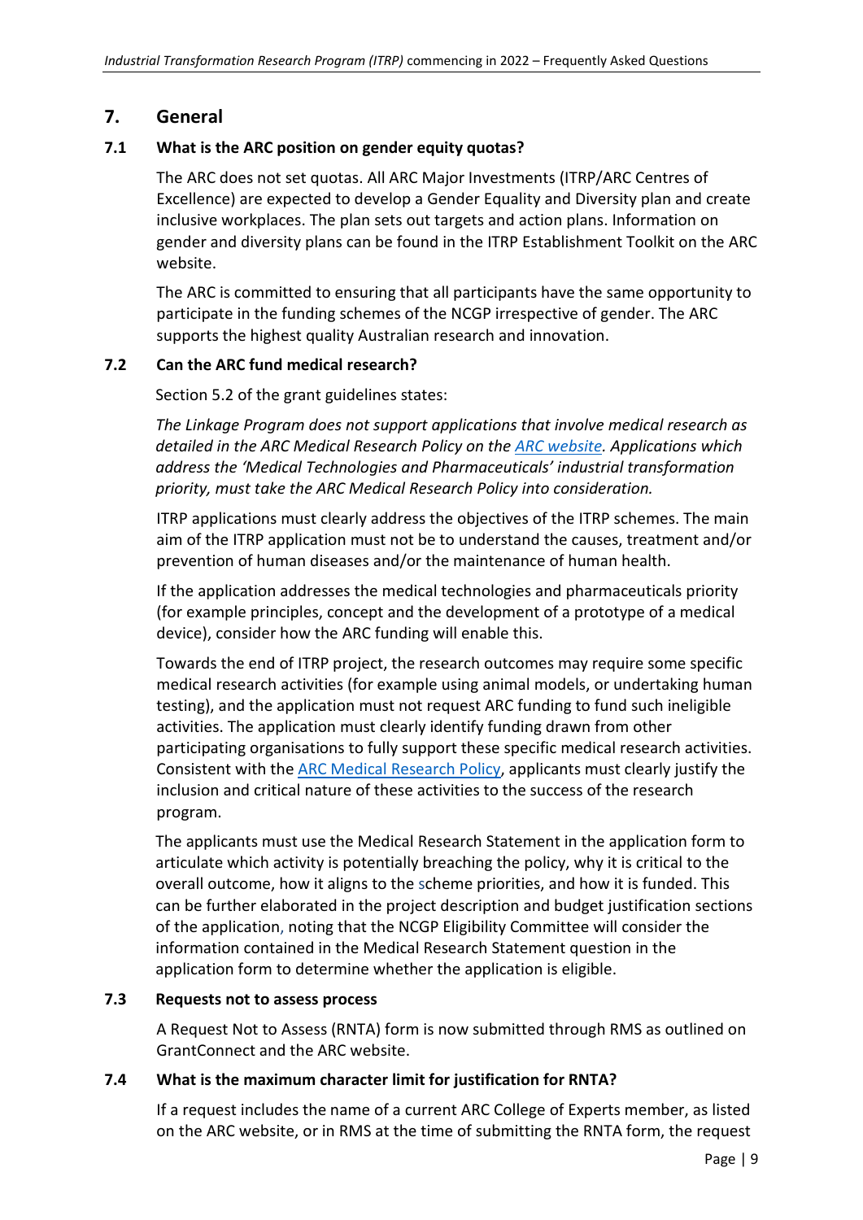## 7. General

### 7.1 What is the ARC position on gender equity quotas?

The ARC does not set quotas. All ARC Major Investments (ITRP/ARC Centres of Excellence) are expected to develop a Gender Equality and Diversity plan and create inclusive workplaces. The plan sets out targets and action plans. Information on gender and diversity plans can be found in the ITRP Establishment Toolkit on the ARC website.

The ARC is committed to ensuring that all participants have the same opportunity to participate in the funding schemes of the NCGP irrespective of gender. The ARC supports the highest quality Australian research and innovation.

### 7.2 Can the ARC fund medical research?

Section 5.2 of the grant guidelines states:

*The Linkage Program does not support applications that involve medical research as detailed in the ARC Medical Research Policy on the [ARC website](). Applications which address the 'Medical Technologies and Pharmaceuticals' industrial transformation priority, must take the ARC Medical Research Policy into consideration.*

ITRP applications must clearly address the objectives of the ITRP schemes. The main aim of the ITRP application must not be to understand the causes, treatment and/or prevention of human diseases and/or the maintenance of human health.

If the application addresses the medical technologies and pharmaceuticals priority (for example principles, concept and the development of a prototype of a medical device), consider how the ARC funding will enable this.

Towards the end of ITRP project, the research outcomes may require some specific medical research activities (for example using animal models, or undertaking human testing), and the application must not request ARC funding to fund such ineligible activities. The application must clearly identify funding drawn from other participating organisations to fully support these specific medical research activities. Consistent with the [ARC Medical Research Policy](), applicants must clearly justify the inclusion and critical nature of these activities to the success of the research program.

The applicants must use the Medical Research Statement in the application form to articulate which activity is potentially breaching the policy, why it is critical to the overall outcome, how it aligns to the scheme priorities, and how it is funded. This can be further elaborated in the project description and budget justification sections of the application, noting that the NCGP Eligibility Committee will consider the information contained in the Medical Research Statement question in the application form to determine whether the application is eligible.

### 7.3 Requests not to assess process

A Request Not to Assess (RNTA) form is now submitted through RMS as outlined on GrantConnect and the ARC website.

### 7.4 What is the maximum character limit for justification for RNTA?

If a request includes the name of a current ARC College of Experts member, as listed on the ARC website, or in RMS at the time of submitting the RNTA form, the request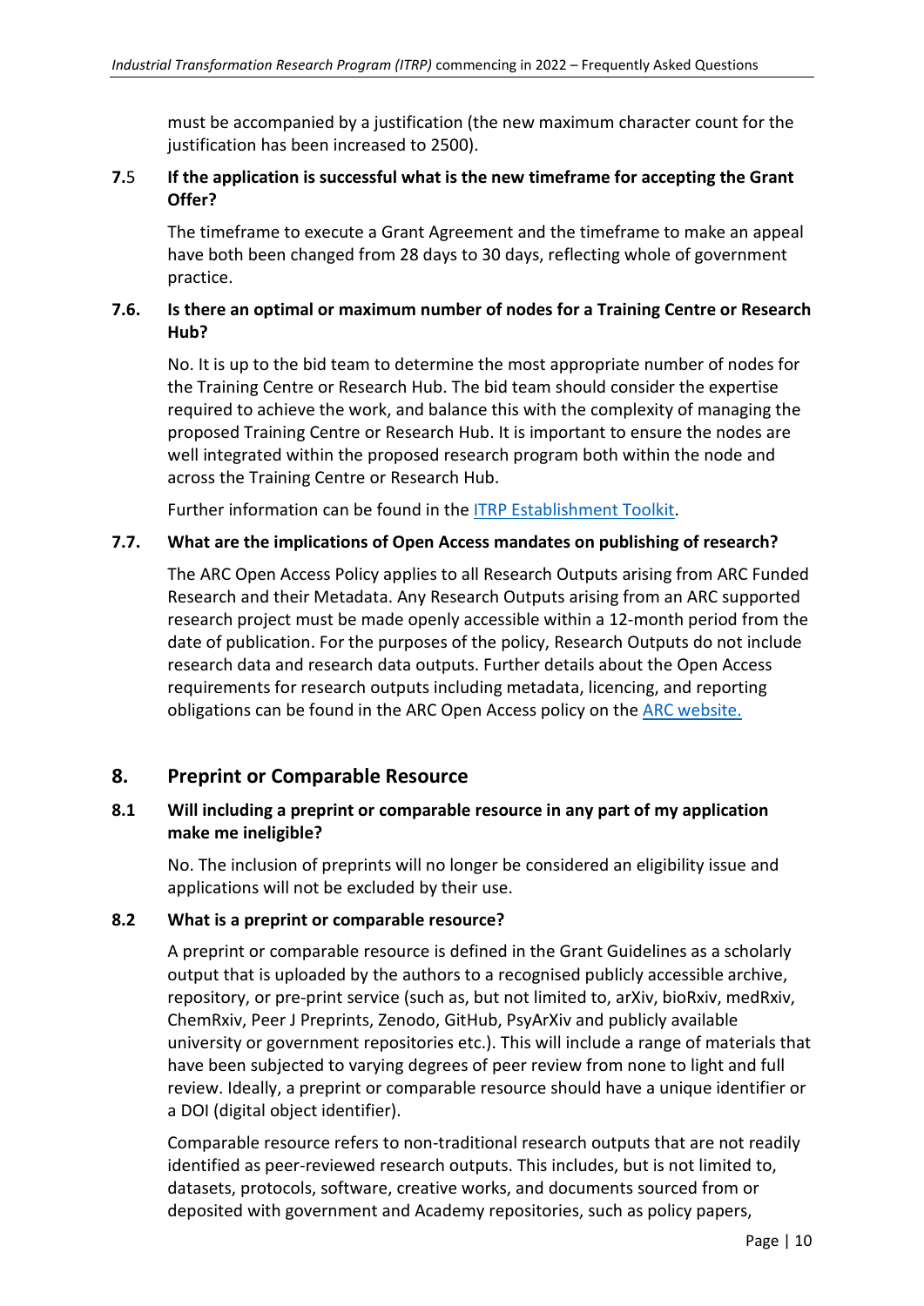must be accompanied by a justification (the new maximum character count for the justification has been increased to 2500).

### 7.5 If the application is successful what is the new timeframe for accepting the Grant Offer?

The timeframe to execute a Grant Agreement and the timeframe to make an appeal have both been changed from 28 days to 30 days, reflecting whole of government practice.

### 7.6. Is there an optimal or maximum number of nodes for a Training Centre or Research Hub?

No. It is up to the bid team to determine the most appropriate number of nodes for the Training Centre or Research Hub. The bid team should consider the expertise required to achieve the work, and balance this with the complexity of managing the proposed Training Centre or Research Hub. It is important to ensure the nodes are well integrated within the proposed research program both within the node and across the Training Centre or Research Hub.

Further information can be found in the ITRP Establishment Toolkit.

### 7.7. What are the implications of Open Access mandates on publishing of research?

The ARC Open Access Policy applies to all Research Outputs arising from ARC Funded Research and their Metadata. Any Research Outputs arising from an ARC supported research project must be made openly accessible within a 12-month period from the date of publication. For the purposes of the policy, Research Outputs do not include research data and research data outputs. Further details about the Open Access requirements for research outputs including metadata, licencing, and reporting obligations can be found in the ARC Open Access policy on the ARC website.

## 8. Preprint or Comparable Resource

### 8.1 Will including a preprint or comparable resource in any part of my application make me ineligible?

No. The inclusion of preprints will no longer be considered an eligibility issue and applications will not be excluded by their use.

### 8.2 What is a preprint or comparable resource?

A preprint or comparable resource is defined in the Grant Guidelines as a scholarly output that is uploaded by the authors to a recognised publicly accessible archive, repository, or pre-print service (such as, but not limited to, arXiv, bioRxiv, medRxiv, ChemRxiv, Peer J Preprints, Zenodo, GitHub, PsyArXiv and publicly available university or government repositories etc.). This will include a range of materials that have been subjected to varying degrees of peer review from none to light and full review. Ideally, a preprint or comparable resource should have a unique identifier or a DOI (digital object identifier).

Comparable resource refers to non-traditional research outputs that are not readily identified as peer-reviewed research outputs. This includes, but is not limited to, datasets, protocols, software, creative works, and documents sourced from or deposited with government and Academy repositories, such as policy papers,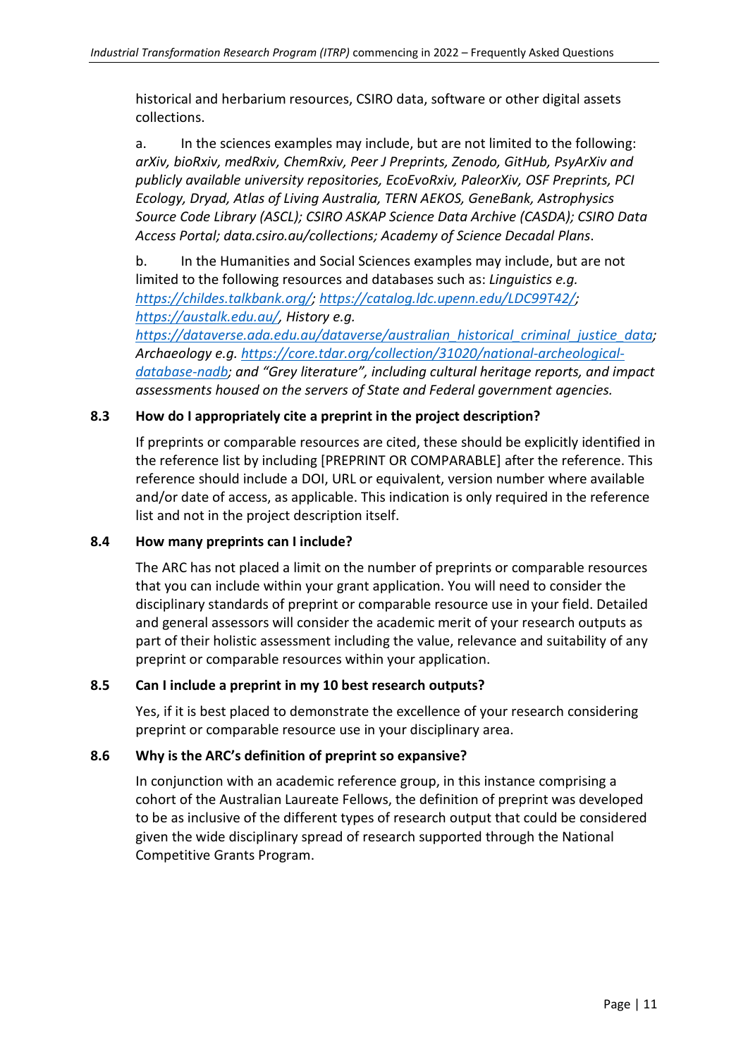historical and herbarium resources, CSIRO data, software or other digital assets collections.

a. In the sciences examples may include, but are not limited to the following: *arXiv, bioRxiv, medRxiv, ChemRxiv, Peer J Preprints, Zenodo, GitHub, PsyArXiv and publicly available university repositories, EcoEvoRxiv, PaleorXiv, OSF Preprints, PCI Ecology, Dryad, Atlas of Living Australia, TERN AEKOS, GeneBank, Astrophysics Source Code Library (ASCL); CSIRO ASKAP Science Data Archive (CASDA); CSIRO Data Access Portal; data.csiro.au/collections; Academy of Science Decadal Plans*.

b. In the Humanities and Social Sciences examples may include, but are not limited to the following resources and databases such as: *Linguistics e.g. https://childes.talkbank.org/; https://catalog.ldc.upenn.edu/LDC99T42/; https://austalk.edu.au/, History e.g. https://dataverse.ada.edu.au/dataverse/australian_historical_criminal_justice_data; Archaeology e.g. https://core.tdar.org/collection/31020/national-archeological-database-nadb; and "Grey literature", including cultural heritage reports, and impact assessments housed on the servers of State and Federal government agencies.*

### 8.3 How do I appropriately cite a preprint in the project description?

If preprints or comparable resources are cited, these should be explicitly identified in the reference list by including [PREPRINT OR COMPARABLE] after the reference. This reference should include a DOI, URL or equivalent, version number where available and/or date of access, as applicable. This indication is only required in the reference list and not in the project description itself.

### 8.4 How many preprints can I include?

The ARC has not placed a limit on the number of preprints or comparable resources that you can include within your grant application. You will need to consider the disciplinary standards of preprint or comparable resource use in your field. Detailed and general assessors will consider the academic merit of your research outputs as part of their holistic assessment including the value, relevance and suitability of any preprint or comparable resources within your application.

### 8.5 Can I include a preprint in my 10 best research outputs?

Yes, if it is best placed to demonstrate the excellence of your research considering preprint or comparable resource use in your disciplinary area.

### 8.6 Why is the ARC's definition of preprint so expansive?

In conjunction with an academic reference group, in this instance comprising a cohort of the Australian Laureate Fellows, the definition of preprint was developed to be as inclusive of the different types of research output that could be considered given the wide disciplinary spread of research supported through the National Competitive Grants Program.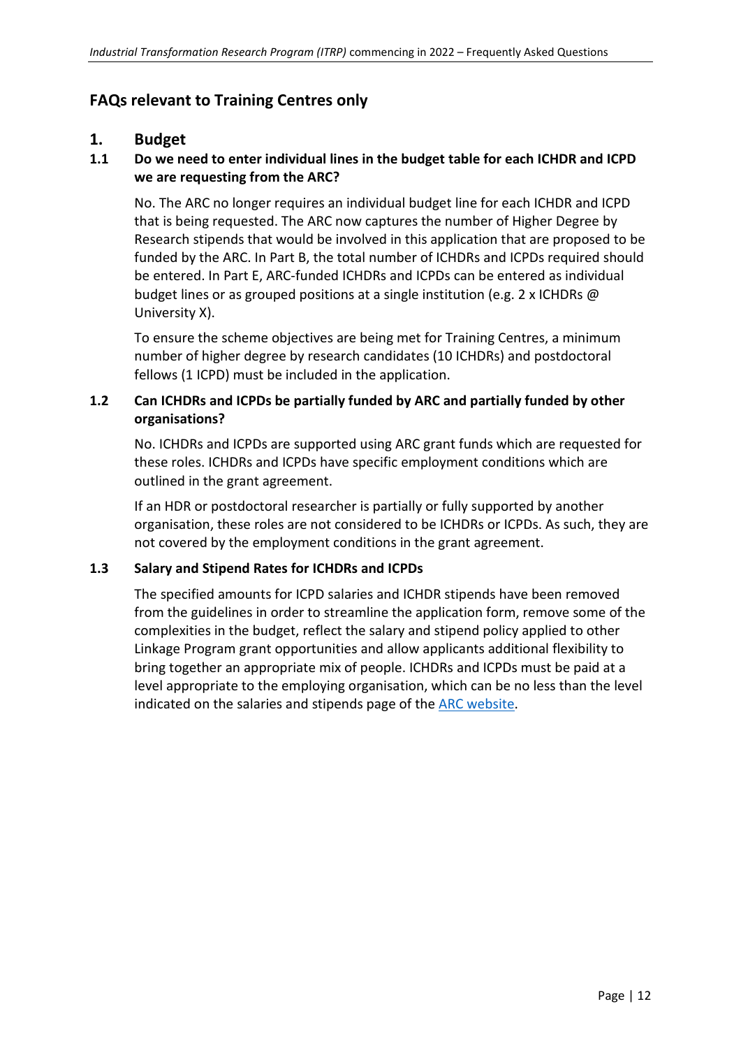## FAQs relevant to Training Centres only

### 1. Budget

#### 1.1 Do we need to enter individual lines in the budget table for each ICHDR and ICPD we are requesting from the ARC?

No. The ARC no longer requires an individual budget line for each ICHDR and ICPD that is being requested. The ARC now captures the number of Higher Degree by Research stipends that would be involved in this application that are proposed to be funded by the ARC. In Part B, the total number of ICHDRs and ICPDs required should be entered. In Part E, ARC-funded ICHDRs and ICPDs can be entered as individual budget lines or as grouped positions at a single institution (e.g. 2 x ICHDRs @ University X).

To ensure the scheme objectives are being met for Training Centres, a minimum number of higher degree by research candidates (10 ICHDRs) and postdoctoral fellows (1 ICPD) must be included in the application.

#### 1.2 Can ICHDRs and ICPDs be partially funded by ARC and partially funded by other organisations?

No. ICHDRs and ICPDs are supported using ARC grant funds which are requested for these roles. ICHDRs and ICPDs have specific employment conditions which are outlined in the grant agreement.

If an HDR or postdoctoral researcher is partially or fully supported by another organisation, these roles are not considered to be ICHDRs or ICPDs. As such, they are not covered by the employment conditions in the grant agreement.

#### 1.3 Salary and Stipend Rates for ICHDRs and ICPDs

The specified amounts for ICPD salaries and ICHDR stipends have been removed from the guidelines in order to streamline the application form, remove some of the complexities in the budget, reflect the salary and stipend policy applied to other Linkage Program grant opportunities and allow applicants additional flexibility to bring together an appropriate mix of people. ICHDRs and ICPDs must be paid at a level appropriate to the employing organisation, which can be no less than the level indicated on the salaries and stipends page of the ARC website.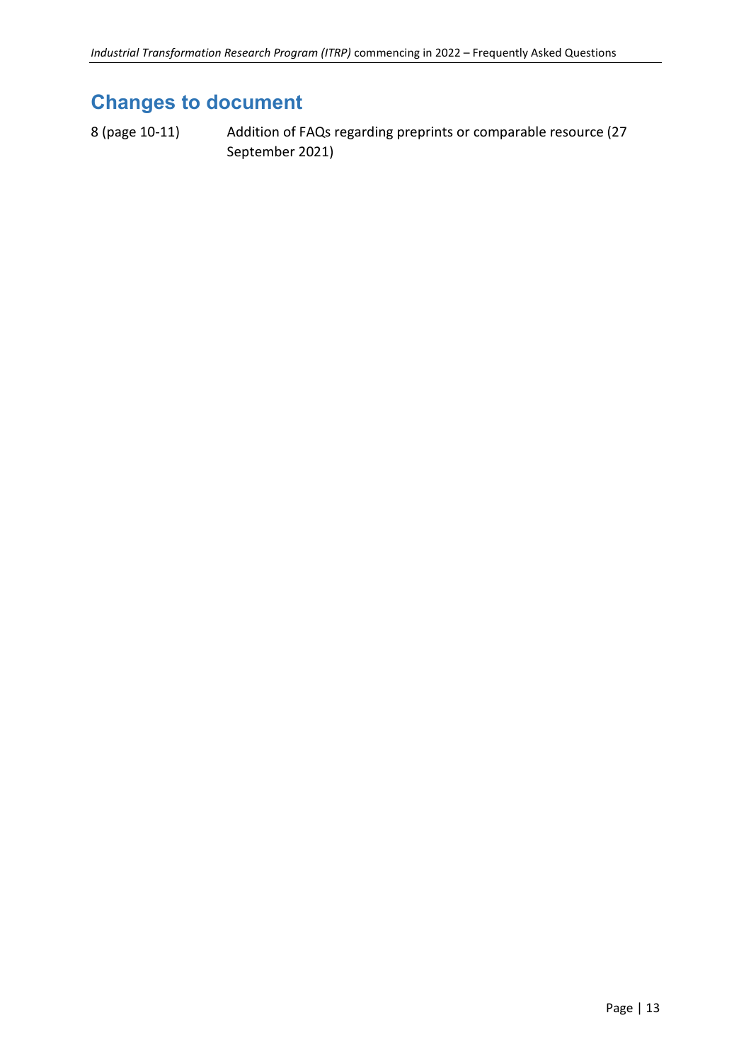## Changes to document

| | |
|---|---|
| 8 (page 10-11) | Addition of FAQs regarding preprints or comparable resource (27 September 2021) |